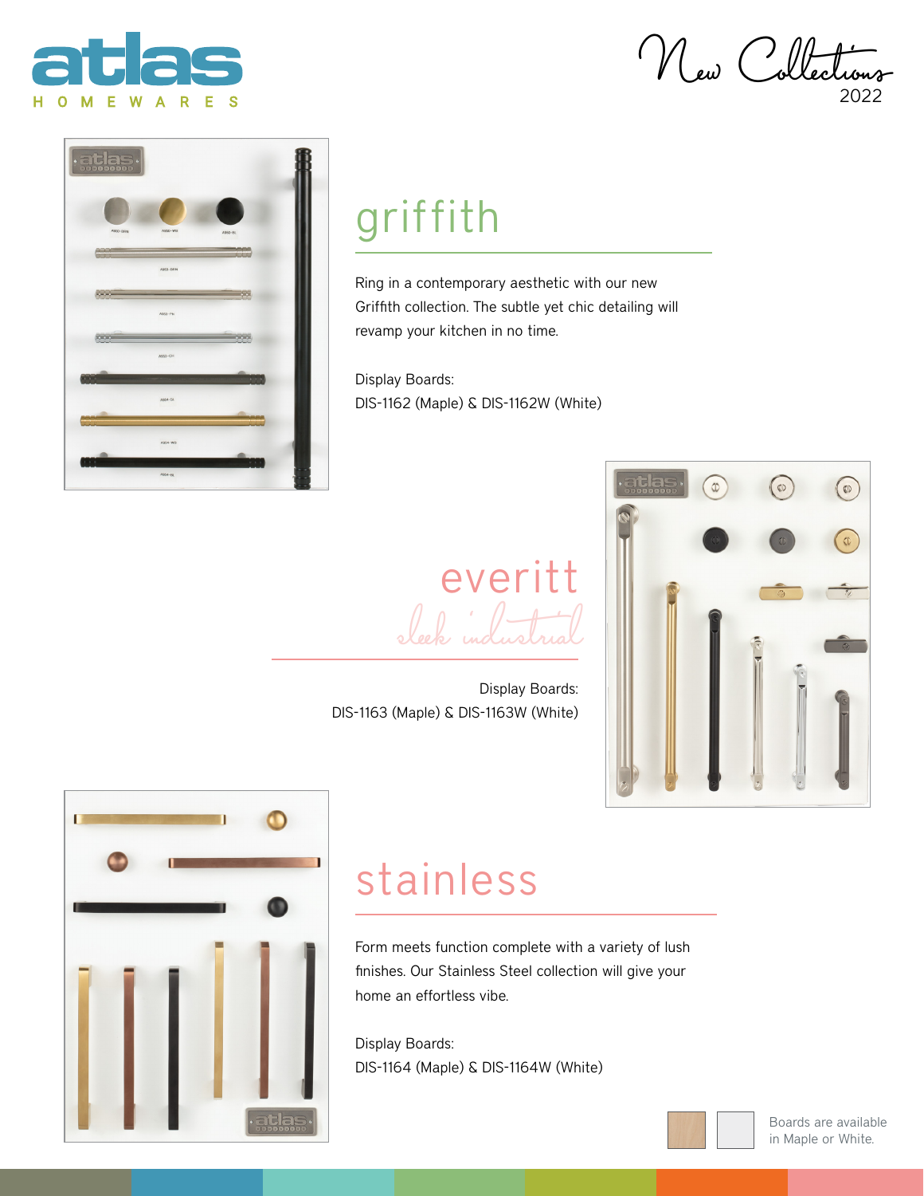atlas
HOMEWARES

New Collections
2022

## griffith

Ring in a contemporary aesthetic with our new Griffith collection. The subtle yet chic detailing will revamp your kitchen in no time.

Display Boards:
DIS-1162 (Maple) & DIS-1162W (White)

## everitt

*sleek industrial*

Display Boards:
DIS-1163 (Maple) & DIS-1163W (White)

## stainless

Form meets function complete with a variety of lush finishes. Our Stainless Steel collection will give your home an effortless vibe.

Display Boards:
DIS-1164 (Maple) & DIS-1164W (White)

Boards are available in Maple or White.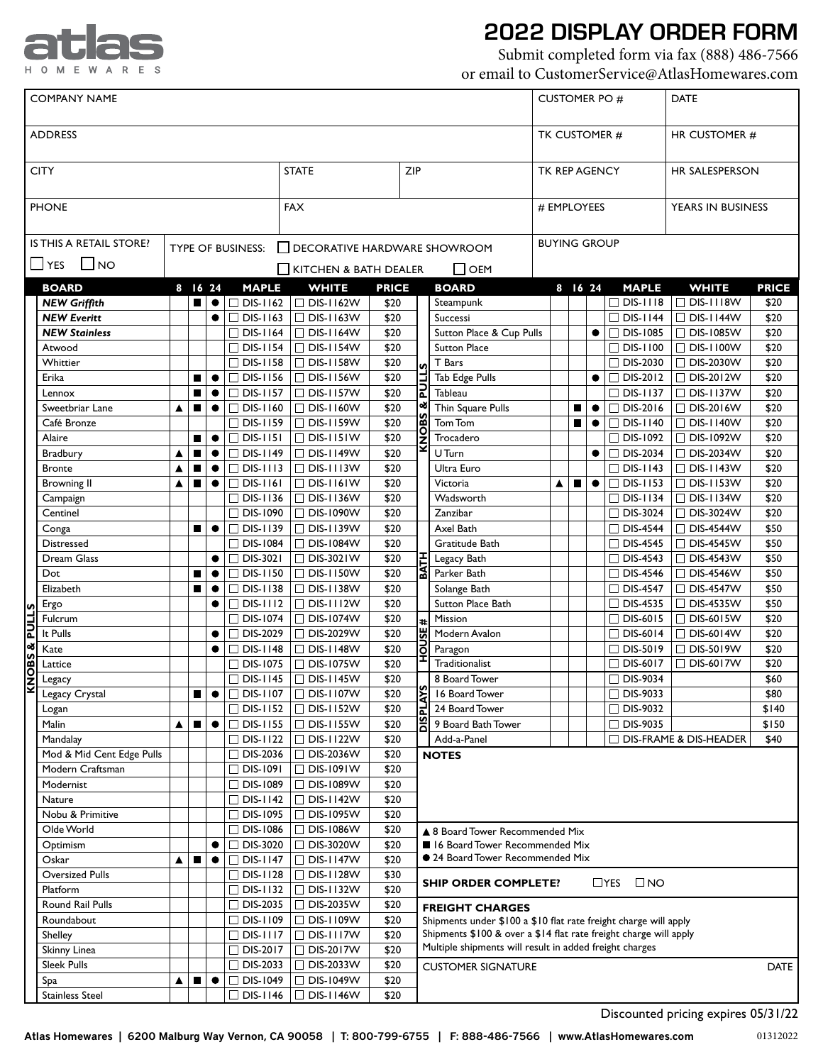# 2022 DISPLAY ORDER FORM

Submit completed form via fax (888) 486-7566
or email to CustomerService@AtlasHomewares.com

| | | | | |
|---|---|---|---|---|
| COMPANY NAME | | | CUSTOMER PO # | DATE |
| ADDRESS | | | TK CUSTOMER # | HR CUSTOMER # |
| CITY | STATE | ZIP | TK REP AGENCY | HR SALESPERSON |
| PHONE | FAX | | # EMPLOYEES | YEARS IN BUSINESS |
| IS THIS A RETAIL STORE? ☐ YES ☐ NO | TYPE OF BUSINESS: ☐ DECORATIVE HARDWARE SHOWROOM ☐ KITCHEN & BATH DEALER ☐ OEM | | BUYING GROUP | |

| | BOARD | 8 | 16 | 24 | MAPLE | WHITE | PRICE |
|---|---|---|---|---|---|---|---|
| KNOBS & PULLS | ***NEW Griffith*** | | ■ | ● | ☐ DIS-1162 | ☐ DIS-1162W | $20 |
| | ***NEW Everitt*** | | | ● | ☐ DIS-1163 | ☐ DIS-1163W | $20 |
| | ***NEW Stainless*** | | | | ☐ DIS-1164 | ☐ DIS-1164W | $20 |
| | Atwood | | | | ☐ DIS-1154 | ☐ DIS-1154W | $20 |
| | Whittier | | | | ☐ DIS-1158 | ☐ DIS-1158W | $20 |
| | Erika | | ■ | ● | ☐ DIS-1156 | ☐ DIS-1156W | $20 |
| | Lennox | | ■ | ● | ☐ DIS-1157 | ☐ DIS-1157W | $20 |
| | Sweetbriar Lane | ▲ | ■ | ● | ☐ DIS-1160 | ☐ DIS-1160W | $20 |
| | Café Bronze | | | | ☐ DIS-1159 | ☐ DIS-1159W | $20 |
| | Alaire | | ■ | ● | ☐ DIS-1151 | ☐ DIS-1151W | $20 |
| | Bradbury | ▲ | ■ | ● | ☐ DIS-1149 | ☐ DIS-1149W | $20 |
| | Bronte | ▲ | ■ | ● | ☐ DIS-1113 | ☐ DIS-1113W | $20 |
| | Browning II | ▲ | ■ | ● | ☐ DIS-1161 | ☐ DIS-1161W | $20 |
| | Campaign | | | | ☐ DIS-1136 | ☐ DIS-1136W | $20 |
| | Centinel | | | | ☐ DIS-1090 | ☐ DIS-1090W | $20 |
| | Conga | | ■ | ● | ☐ DIS-1139 | ☐ DIS-1139W | $20 |
| | Distressed | | | | ☐ DIS-1084 | ☐ DIS-1084W | $20 |
| | Dream Glass | | | ● | ☐ DIS-3021 | ☐ DIS-3021W | $20 |
| | Dot | | ■ | ● | ☐ DIS-1150 | ☐ DIS-1150W | $20 |
| | Elizabeth | | ■ | ● | ☐ DIS-1138 | ☐ DIS-1138W | $20 |
| | Ergo | | | ● | ☐ DIS-1112 | ☐ DIS-1112W | $20 |
| | Fulcrum | | | | ☐ DIS-1074 | ☐ DIS-1074W | $20 |
| | It Pulls | | | ● | ☐ DIS-2029 | ☐ DIS-2029W | $20 |
| | Kate | | | ● | ☐ DIS-1148 | ☐ DIS-1148W | $20 |
| | Lattice | | | | ☐ DIS-1075 | ☐ DIS-1075W | $20 |
| | Legacy | | | | ☐ DIS-1145 | ☐ DIS-1145W | $20 |
| | Legacy Crystal | | ■ | ● | ☐ DIS-1107 | ☐ DIS-1107W | $20 |
| | Logan | | | | ☐ DIS-1152 | ☐ DIS-1152W | $20 |
| | Malin | ▲ | ■ | ● | ☐ DIS-1155 | ☐ DIS-1155W | $20 |
| | Mandalay | | | | ☐ DIS-1122 | ☐ DIS-1122W | $20 |
| | Mod & Mid Cent Edge Pulls | | | | ☐ DIS-2036 | ☐ DIS-2036W | $20 |
| | Modern Craftsman | | | | ☐ DIS-1091 | ☐ DIS-1091W | $20 |
| | Modernist | | | | ☐ DIS-1089 | ☐ DIS-1089W | $20 |
| | Nature | | | | ☐ DIS-1142 | ☐ DIS-1142W | $20 |
| | Nobu & Primitive | | | | ☐ DIS-1095 | ☐ DIS-1095W | $20 |
| | Olde World | | | | ☐ DIS-1086 | ☐ DIS-1086W | $20 |
| | Optimism | | | ● | ☐ DIS-3020 | ☐ DIS-3020W | $20 |
| | Oskar | ▲ | ■ | ● | ☐ DIS-1147 | ☐ DIS-1147W | $20 |
| | Oversized Pulls | | | | ☐ DIS-1128 | ☐ DIS-1128W | $30 |
| | Platform | | | | ☐ DIS-1132 | ☐ DIS-1132W | $20 |
| | Round Rail Pulls | | | | ☐ DIS-2035 | ☐ DIS-2035W | $20 |
| | Roundabout | | | | ☐ DIS-1109 | ☐ DIS-1109W | $20 |
| | Shelley | | | | ☐ DIS-1117 | ☐ DIS-1117W | $20 |
| | Skinny Linea | | | | ☐ DIS-2017 | ☐ DIS-2017W | $20 |
| | Sleek Pulls | | | | ☐ DIS-2033 | ☐ DIS-2033W | $20 |
| | Spa | ▲ | ■ | ● | ☐ DIS-1049 | ☐ DIS-1049W | $20 |
| | Stainless Steel | | | | ☐ DIS-1146 | ☐ DIS-1146W | $20 |

| | BOARD | 8 | 16 | 24 | MAPLE | WHITE | PRICE |
|---|---|---|---|---|---|---|---|
| KNOBS & PULLS | Steampunk | | | | ☐ DIS-1118 | ☐ DIS-1118W | $20 |
| | Successi | | | | ☐ DIS-1144 | ☐ DIS-1144W | $20 |
| | Sutton Place & Cup Pulls | | | ● | ☐ DIS-1085 | ☐ DIS-1085W | $20 |
| | Sutton Place | | | | ☐ DIS-1100 | ☐ DIS-1100W | $20 |
| | T Bars | | | | ☐ DIS-2030 | ☐ DIS-2030W | $20 |
| | Tab Edge Pulls | | | ● | ☐ DIS-2012 | ☐ DIS-2012W | $20 |
| | Tableau | | | | ☐ DIS-1137 | ☐ DIS-1137W | $20 |
| | Thin Square Pulls | | ■ | ● | ☐ DIS-2016 | ☐ DIS-2016W | $20 |
| | Tom Tom | | ■ | ● | ☐ DIS-1140 | ☐ DIS-1140W | $20 |
| | Trocadero | | | | ☐ DIS-1092 | ☐ DIS-1092W | $20 |
| | U Turn | | | ● | ☐ DIS-2034 | ☐ DIS-2034W | $20 |
| | Ultra Euro | | | | ☐ DIS-1143 | ☐ DIS-1143W | $20 |
| | Victoria | ▲ | ■ | ● | ☐ DIS-1153 | ☐ DIS-1153W | $20 |
| | Wadsworth | | | | ☐ DIS-1134 | ☐ DIS-1134W | $20 |
| | Zanzibar | | | | ☐ DIS-3024 | ☐ DIS-3024W | $20 |
| BATH | Axel Bath | | | | ☐ DIS-4544 | ☐ DIS-4544W | $50 |
| | Gratitude Bath | | | | ☐ DIS-4545 | ☐ DIS-4545W | $50 |
| | Legacy Bath | | | | ☐ DIS-4543 | ☐ DIS-4543W | $50 |
| | Parker Bath | | | | ☐ DIS-4546 | ☐ DIS-4546W | $50 |
| | Solange Bath | | | | ☐ DIS-4547 | ☐ DIS-4547W | $50 |
| | Sutton Place Bath | | | | ☐ DIS-4535 | ☐ DIS-4535W | $50 |
| HOUSE # | Mission | | | | ☐ DIS-6015 | ☐ DIS-6015W | $20 |
| | Modern Avalon | | | | ☐ DIS-6014 | ☐ DIS-6014W | $20 |
| | Paragon | | | | ☐ DIS-5019 | ☐ DIS-5019W | $20 |
| | Traditionalist | | | | ☐ DIS-6017 | ☐ DIS-6017W | $20 |
| DISPLAYS | 8 Board Tower | | | | ☐ DIS-9034 | | $60 |
| | 16 Board Tower | | | | ☐ DIS-9033 | | $80 |
| | 24 Board Tower | | | | ☐ DIS-9032 | | $140 |
| | 9 Board Bath Tower | | | | ☐ DIS-9035 | | $150 |
| | Add-a-Panel | | | | ☐ DIS-FRAME & DIS-HEADER | | $40 |

**NOTES**

▲ 8 Board Tower Recommended Mix
■ 16 Board Tower Recommended Mix
● 24 Board Tower Recommended Mix

**SHIP ORDER COMPLETE?** ☐YES ☐NO

**FREIGHT CHARGES**
Shipments under $100 a $10 flat rate freight charge will apply
Shipments $100 & over a $14 flat rate freight charge will apply
Multiple shipments will result in added freight charges

CUSTOMER SIGNATURE DATE

Discounted pricing expires 05/31/22

**Atlas Homewares | 6200 Malburg Way Vernon, CA 90058 | T: 800-799-6755 | F: 888-486-7566 | www.AtlasHomewares.com**

01312022